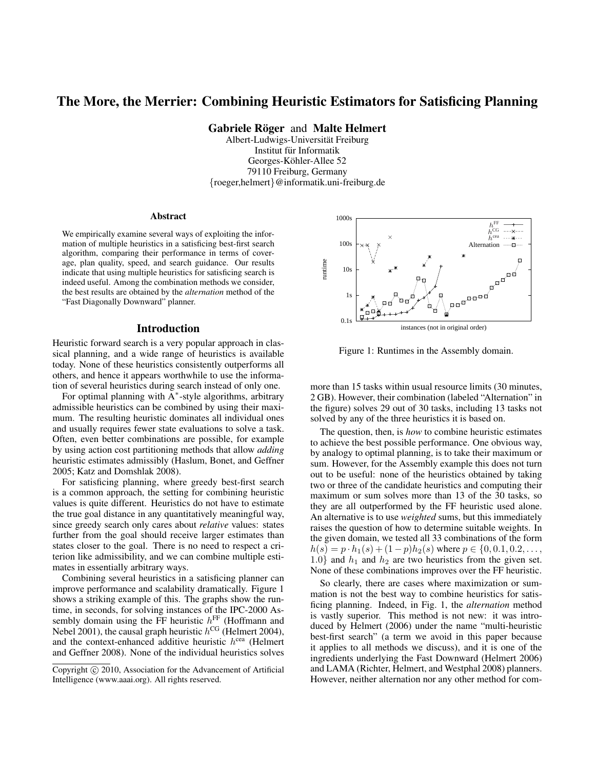# The More, the Merrier: Combining Heuristic Estimators for Satisficing Planning

**Gabriele Röger** and **Malte Helmert**

Albert-Ludwigs-Universität Freiburg
Institut für Informatik
Georges-Köhler-Allee 52
79110 Freiburg, Germany
{roeger,helmert}@informatik.uni-freiburg.de

## Abstract

We empirically examine several ways of exploiting the information of multiple heuristics in a satisficing best-first search algorithm, comparing their performance in terms of coverage, plan quality, speed, and search guidance. Our results indicate that using multiple heuristics for satisficing search is indeed useful. Among the combination methods we consider, the best results are obtained by the *alternation* method of the "Fast Diagonally Downward" planner.

## Introduction

Heuristic forward search is a very popular approach in classical planning, and a wide range of heuristics is available today. None of these heuristics consistently outperforms all others, and hence it appears worthwhile to use the information of several heuristics during search instead of only one.

For optimal planning with $A^*$-style algorithms, arbitrary admissible heuristics can be combined by using their maximum. The resulting heuristic dominates all individual ones and usually requires fewer state evaluations to solve a task. Often, even better combinations are possible, for example by using action cost partitioning methods that allow *adding* heuristic estimates admissibly (Haslum, Bonet, and Geffner 2005; Katz and Domshlak 2008).

For satisficing planning, where greedy best-first search is a common approach, the setting for combining heuristic values is quite different. Heuristics do not have to estimate the true goal distance in any quantitatively meaningful way, since greedy search only cares about *relative* values: states further from the goal should receive larger estimates than states closer to the goal. There is no need to respect a criterion like admissibility, and we can combine multiple estimates in essentially arbitrary ways.

Combining several heuristics in a satisficing planner can improve performance and scalability dramatically. Figure 1 shows a striking example of this. The graphs show the runtime, in seconds, for solving instances of the IPC-2000 Assembly domain using the FF heuristic $h^{\mathrm{FF}}$ (Hoffmann and Nebel 2001), the causal graph heuristic $h^{\mathrm{CG}}$ (Helmert 2004), and the context-enhanced additive heuristic $h^{\mathrm{cea}}$ (Helmert and Geffner 2008). None of the individual heuristics solves more than 15 tasks within usual resource limits (30 minutes, 2 GB). However, their combination (labeled "Alternation" in the figure) solves 29 out of 30 tasks, including 13 tasks not solved by any of the three heuristics it is based on.

Figure 1: Runtimes in the Assembly domain.

The question, then, is *how* to combine heuristic estimates to achieve the best possible performance. One obvious way, by analogy to optimal planning, is to take their maximum or sum. However, for the Assembly example this does not turn out to be useful: none of the heuristics obtained by taking two or three of the candidate heuristics and computing their maximum or sum solves more than 13 of the 30 tasks, so they are all outperformed by the FF heuristic used alone. An alternative is to use *weighted* sums, but this immediately raises the question of how to determine suitable weights. In the given domain, we tested all 33 combinations of the form $h(s) = p \cdot h_1(s) + (1-p)h_2(s)$ where $p \in \{0, 0.1, 0.2, \ldots, 1.0\}$ and $h_1$ and $h_2$ are two heuristics from the given set. None of these combinations improves over the FF heuristic.

So clearly, there are cases where maximization or summation is not the best way to combine heuristics for satisficing planning. Indeed, in Fig. 1, the *alternation* method is vastly superior. This method is not new: it was introduced by Helmert (2006) under the name "multi-heuristic best-first search" (a term we avoid in this paper because it applies to all methods we discuss), and it is one of the ingredients underlying the Fast Downward (Helmert 2006) and LAMA (Richter, Helmert, and Westphal 2008) planners. However, neither alternation nor any other method for com-

Copyright © 2010, Association for the Advancement of Artificial Intelligence (www.aaai.org). All rights reserved.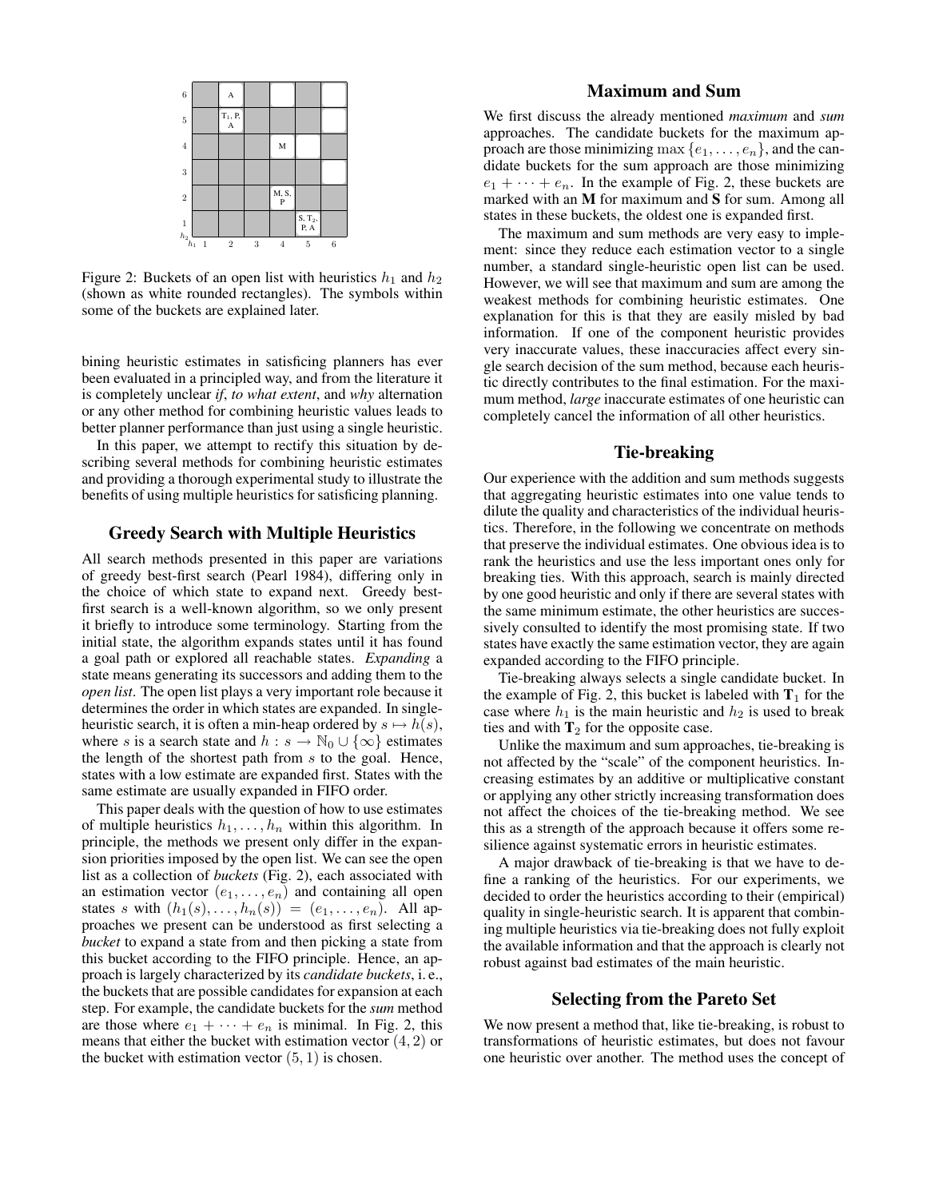Figure 2: Buckets of an open list with heuristics $h_1$ and $h_2$ (shown as white rounded rectangles). The symbols within some of the buckets are explained later.

bining heuristic estimates in satisficing planners has ever been evaluated in a principled way, and from the literature it is completely unclear *if*, *to what extent*, and *why* alternation or any other method for combining heuristic values leads to better planner performance than just using a single heuristic.

In this paper, we attempt to rectify this situation by describing several methods for combining heuristic estimates and providing a thorough experimental study to illustrate the benefits of using multiple heuristics for satisficing planning.

## Greedy Search with Multiple Heuristics

All search methods presented in this paper are variations of greedy best-first search (Pearl 1984), differing only in the choice of which state to expand next. Greedy best-first search is a well-known algorithm, so we only present it briefly to introduce some terminology. Starting from the initial state, the algorithm expands states until it has found a goal path or explored all reachable states. *Expanding* a state means generating its successors and adding them to the *open list*. The open list plays a very important role because it determines the order in which states are expanded. In single-heuristic search, it is often a min-heap ordered by $s \mapsto h(s)$, where $s$ is a search state and $h : s \to \mathbb{N}_0 \cup \{\infty\}$ estimates the length of the shortest path from $s$ to the goal. Hence, states with a low estimate are expanded first. States with the same estimate are usually expanded in FIFO order.

This paper deals with the question of how to use estimates of multiple heuristics $h_1, \dots, h_n$ within this algorithm. In principle, the methods we present only differ in the expansion priorities imposed by the open list. We can see the open list as a collection of *buckets* (Fig. 2), each associated with an estimation vector $(e_1, \dots, e_n)$ and containing all open states $s$ with $(h_1(s), \dots, h_n(s)) = (e_1, \dots, e_n)$. All approaches we present can be understood as first selecting a *bucket* to expand a state from and then picking a state from this bucket according to the FIFO principle. Hence, an approach is largely characterized by its *candidate buckets*, i. e., the buckets that are possible candidates for expansion at each step. For example, the candidate buckets for the *sum* method are those where $e_1 + \dots + e_n$ is minimal. In Fig. 2, this means that either the bucket with estimation vector $(4, 2)$ or the bucket with estimation vector $(5, 1)$ is chosen.

## Maximum and Sum

We first discuss the already mentioned *maximum* and *sum* approaches. The candidate buckets for the maximum approach are those minimizing $\max\{e_1, \dots, e_n\}$, and the candidate buckets for the sum approach are those minimizing $e_1 + \dots + e_n$. In the example of Fig. 2, these buckets are marked with an **M** for maximum and **S** for sum. Among all states in these buckets, the oldest one is expanded first.

The maximum and sum methods are very easy to implement: since they reduce each estimation vector to a single number, a standard single-heuristic open list can be used. However, we will see that maximum and sum are among the weakest methods for combining heuristic estimates. One explanation for this is that they are easily misled by bad information. If one of the component heuristic provides very inaccurate values, these inaccuracies affect every single search decision of the sum method, because each heuristic directly contributes to the final estimation. For the maximum method, *large* inaccurate estimates of one heuristic can completely cancel the information of all other heuristics.

## Tie-breaking

Our experience with the addition and sum methods suggests that aggregating heuristic estimates into one value tends to dilute the quality and characteristics of the individual heuristics. Therefore, in the following we concentrate on methods that preserve the individual estimates. One obvious idea is to rank the heuristics and use the less important ones only for breaking ties. With this approach, search is mainly directed by one good heuristic and only if there are several states with the same minimum estimate, the other heuristics are successively consulted to identify the most promising state. If two states have exactly the same estimation vector, they are again expanded according to the FIFO principle.

Tie-breaking always selects a single candidate bucket. In the example of Fig. 2, this bucket is labeled with $\mathbf{T}_1$ for the case where $h_1$ is the main heuristic and $h_2$ is used to break ties and with $\mathbf{T}_2$ for the opposite case.

Unlike the maximum and sum approaches, tie-breaking is not affected by the "scale" of the component heuristics. Increasing estimates by an additive or multiplicative constant or applying any other strictly increasing transformation does not affect the choices of the tie-breaking method. We see this as a strength of the approach because it offers some resilience against systematic errors in heuristic estimates.

A major drawback of tie-breaking is that we have to define a ranking of the heuristics. For our experiments, we decided to order the heuristics according to their (empirical) quality in single-heuristic search. It is apparent that combining multiple heuristics via tie-breaking does not fully exploit the available information and that the approach is clearly not robust against bad estimates of the main heuristic.

## Selecting from the Pareto Set

We now present a method that, like tie-breaking, is robust to transformations of heuristic estimates, but does not favour one heuristic over another. The method uses the concept of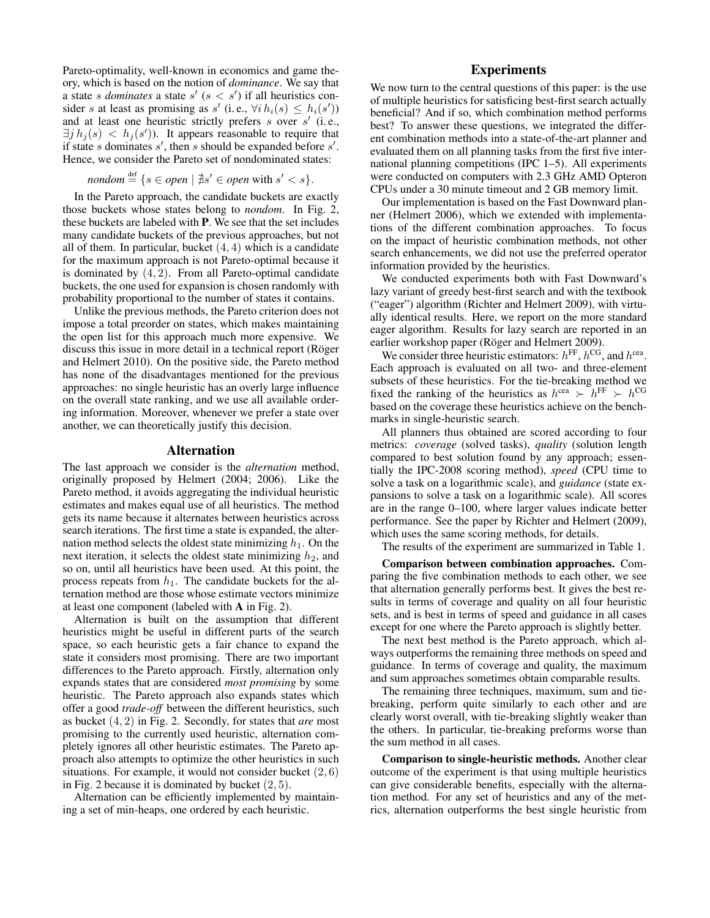Pareto-optimality, well-known in economics and game theory, which is based on the notion of *dominance*. We say that a state $s$ *dominates* a state $s'$ ($s < s'$) if all heuristics consider $s$ at least as promising as $s'$ (i. e., $\forall i\, h_i(s) \leq h_i(s')$) and at least one heuristic strictly prefers $s$ over $s'$ (i. e., $\exists j\, h_j(s) < h_j(s')$). It appears reasonable to require that if state $s$ dominates $s'$, then $s$ should be expanded before $s'$. Hence, we consider the Pareto set of nondominated states:

$$\textit{nondom} \stackrel{\text{def}}{=} \{s \in \textit{open} \mid \nexists s' \in \textit{open} \text{ with } s' < s\}.$$

In the Pareto approach, the candidate buckets are exactly those buckets whose states belong to *nondom*. In Fig. 2, these buckets are labeled with **P**. We see that the set includes many candidate buckets of the previous approaches, but not all of them. In particular, bucket $(4, 4)$ which is a candidate for the maximum approach is not Pareto-optimal because it is dominated by $(4, 2)$. From all Pareto-optimal candidate buckets, the one used for expansion is chosen randomly with probability proportional to the number of states it contains.

Unlike the previous methods, the Pareto criterion does not impose a total preorder on states, which makes maintaining the open list for this approach much more expensive. We discuss this issue in more detail in a technical report (Röger and Helmert 2010). On the positive side, the Pareto method has none of the disadvantages mentioned for the previous approaches: no single heuristic has an overly large influence on the overall state ranking, and we use all available ordering information. Moreover, whenever we prefer a state over another, we can theoretically justify this decision.

## Alternation

The last approach we consider is the *alternation* method, originally proposed by Helmert (2004; 2006). Like the Pareto method, it avoids aggregating the individual heuristic estimates and makes equal use of all heuristics. The method gets its name because it alternates between heuristics across search iterations. The first time a state is expanded, the alternation method selects the oldest state minimizing $h_1$. On the next iteration, it selects the oldest state minimizing $h_2$, and so on, until all heuristics have been used. At this point, the process repeats from $h_1$. The candidate buckets for the alternation method are those whose estimate vectors minimize at least one component (labeled with **A** in Fig. 2).

Alternation is built on the assumption that different heuristics might be useful in different parts of the search space, so each heuristic gets a fair chance to expand the state it considers most promising. There are two important differences to the Pareto approach. Firstly, alternation only expands states that are considered *most promising* by some heuristic. The Pareto approach also expands states which offer a good *trade-off* between the different heuristics, such as bucket $(4, 2)$ in Fig. 2. Secondly, for states that *are* most promising to the currently used heuristic, alternation completely ignores all other heuristic estimates. The Pareto approach also attempts to optimize the other heuristics in such situations. For example, it would not consider bucket $(2, 6)$ in Fig. 2 because it is dominated by bucket $(2, 5)$.

Alternation can be efficiently implemented by maintaining a set of min-heaps, one ordered by each heuristic.

## Experiments

We now turn to the central questions of this paper: is the use of multiple heuristics for satisficing best-first search actually beneficial? And if so, which combination method performs best? To answer these questions, we integrated the different combination methods into a state-of-the-art planner and evaluated them on all planning tasks from the first five international planning competitions (IPC 1–5). All experiments were conducted on computers with 2.3 GHz AMD Opteron CPUs under a 30 minute timeout and 2 GB memory limit.

Our implementation is based on the Fast Downward planner (Helmert 2006), which we extended with implementations of the different combination approaches. To focus on the impact of heuristic combination methods, not other search enhancements, we did not use the preferred operator information provided by the heuristics.

We conducted experiments both with Fast Downward's lazy variant of greedy best-first search and with the textbook ("eager") algorithm (Richter and Helmert 2009), with virtually identical results. Here, we report on the more standard eager algorithm. Results for lazy search are reported in an earlier workshop paper (Röger and Helmert 2009).

We consider three heuristic estimators: $h^{\text{FF}}$, $h^{\text{CG}}$, and $h^{\text{cea}}$. Each approach is evaluated on all two- and three-element subsets of these heuristics. For the tie-breaking method we fixed the ranking of the heuristics as $h^{\text{cea}} \succ h^{\text{FF}} \succ h^{\text{CG}}$ based on the coverage these heuristics achieve on the benchmarks in single-heuristic search.

All planners thus obtained are scored according to four metrics: *coverage* (solved tasks), *quality* (solution length compared to best solution found by any approach; essentially the IPC-2008 scoring method), *speed* (CPU time to solve a task on a logarithmic scale), and *guidance* (state expansions to solve a task on a logarithmic scale). All scores are in the range 0–100, where larger values indicate better performance. See the paper by Richter and Helmert (2009), which uses the same scoring methods, for details.

The results of the experiment are summarized in Table 1.

**Comparison between combination approaches.** Comparing the five combination methods to each other, we see that alternation generally performs best. It gives the best results in terms of coverage and quality on all four heuristic sets, and is best in terms of speed and guidance in all cases except for one where the Pareto approach is slightly better.

The next best method is the Pareto approach, which always outperforms the remaining three methods on speed and guidance. In terms of coverage and quality, the maximum and sum approaches sometimes obtain comparable results.

The remaining three techniques, maximum, sum and tie-breaking, perform quite similarly to each other and are clearly worst overall, with tie-breaking slightly weaker than the others. In particular, tie-breaking preforms worse than the sum method in all cases.

**Comparison to single-heuristic methods.** Another clear outcome of the experiment is that using multiple heuristics can give considerable benefits, especially with the alternation method. For any set of heuristics and any of the metrics, alternation outperforms the best single heuristic from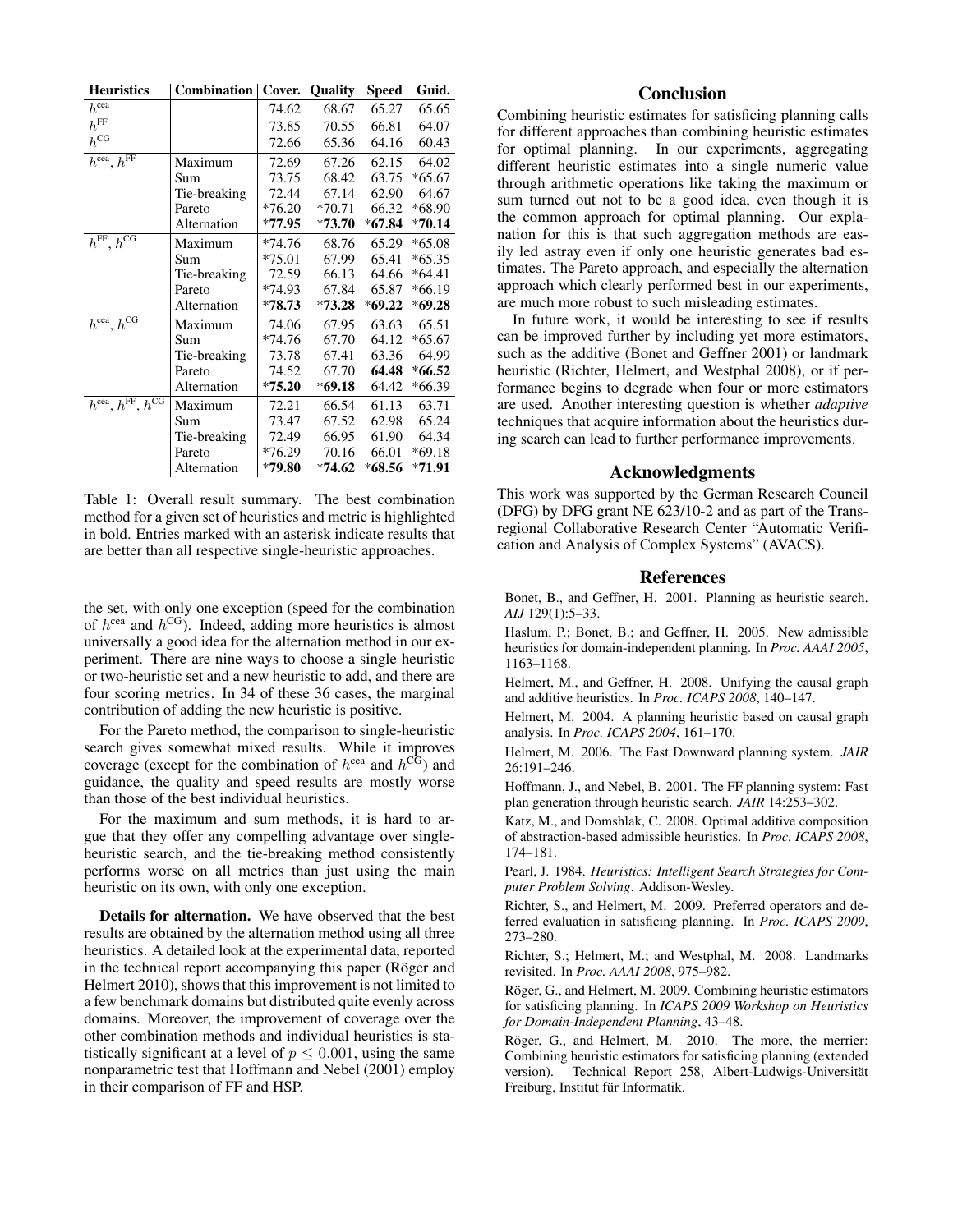| Heuristics | Combination | Cover. | Quality | Speed | Guid. |
|---|---|---|---|---|---|
| $h^{\text{cea}}$ | | 74.62 | 68.67 | 65.27 | 65.65 |
| $h^{\text{FF}}$ | | 73.85 | 70.55 | 66.81 | 64.07 |
| $h^{\text{CG}}$ | | 72.66 | 65.36 | 64.16 | 60.43 |
| $h^{\text{cea}}$, $h^{\text{FF}}$ | Maximum | 72.69 | 67.26 | 62.15 | 64.02 |
| | Sum | 73.75 | 68.42 | 63.75 | *65.67 |
| | Tie-breaking | 72.44 | 67.14 | 62.90 | 64.67 |
| | Pareto | *76.20 | *70.71 | 66.32 | *68.90 |
| | Alternation | ***77.95** | ***73.70** | ***67.84** | ***70.14** |
| $h^{\text{FF}}$, $h^{\text{CG}}$ | Maximum | *74.76 | 68.76 | 65.29 | *65.08 |
| | Sum | *75.01 | 67.99 | 65.41 | *65.35 |
| | Tie-breaking | 72.59 | 66.13 | 64.66 | *64.41 |
| | Pareto | *74.93 | 67.84 | 65.87 | *66.19 |
| | Alternation | ***78.73** | ***73.28** | ***69.22** | ***69.28** |
| $h^{\text{cea}}$, $h^{\text{CG}}$ | Maximum | 74.06 | 67.95 | 63.63 | 65.51 |
| | Sum | *74.76 | 67.70 | 64.12 | *65.67 |
| | Tie-breaking | 73.78 | 67.41 | 63.36 | 64.99 |
| | Pareto | 74.52 | 67.70 | **64.48** | ***66.52** |
| | Alternation | ***75.20** | ***69.18** | 64.42 | *66.39 |
| $h^{\text{cea}}$, $h^{\text{FF}}$, $h^{\text{CG}}$ | Maximum | 72.21 | 66.54 | 61.13 | 63.71 |
| | Sum | 73.47 | 67.52 | 62.98 | 65.24 |
| | Tie-breaking | 72.49 | 66.95 | 61.90 | 64.34 |
| | Pareto | *76.29 | 70.16 | 66.01 | *69.18 |
| | Alternation | ***79.80** | ***74.62** | ***68.56** | ***71.91** |

Table 1: Overall result summary. The best combination method for a given set of heuristics and metric is highlighted in bold. Entries marked with an asterisk indicate results that are better than all respective single-heuristic approaches.

the set, with only one exception (speed for the combination of $h^{\text{cea}}$ and $h^{\text{CG}}$). Indeed, adding more heuristics is almost universally a good idea for the alternation method in our experiment. There are nine ways to choose a single heuristic or two-heuristic set and a new heuristic to add, and there are four scoring metrics. In 34 of these 36 cases, the marginal contribution of adding the new heuristic is positive.

For the Pareto method, the comparison to single-heuristic search gives somewhat mixed results. While it improves coverage (except for the combination of $h^{\text{cea}}$ and $h^{\text{CG}}$) and guidance, the quality and speed results are mostly worse than those of the best individual heuristics.

For the maximum and sum methods, it is hard to argue that they offer any compelling advantage over single-heuristic search, and the tie-breaking method consistently performs worse on all metrics than just using the main heuristic on its own, with only one exception.

**Details for alternation.** We have observed that the best results are obtained by the alternation method using all three heuristics. A detailed look at the experimental data, reported in the technical report accompanying this paper (Röger and Helmert 2010), shows that this improvement is not limited to a few benchmark domains but distributed quite evenly across domains. Moreover, the improvement of coverage over the other combination methods and individual heuristics is statistically significant at a level of $p \leq 0.001$, using the same nonparametric test that Hoffmann and Nebel (2001) employ in their comparison of FF and HSP.

## Conclusion

Combining heuristic estimates for satisficing planning calls for different approaches than combining heuristic estimates for optimal planning. In our experiments, aggregating different heuristic estimates into a single numeric value through arithmetic operations like taking the maximum or sum turned out not to be a good idea, even though it is the common approach for optimal planning. Our explanation for this is that such aggregation methods are easily led astray even if only one heuristic generates bad estimates. The Pareto approach, and especially the alternation approach which clearly performed best in our experiments, are much more robust to such misleading estimates.

In future work, it would be interesting to see if results can be improved further by including yet more estimators, such as the additive (Bonet and Geffner 2001) or landmark heuristic (Richter, Helmert, and Westphal 2008), or if performance begins to degrade when four or more estimators are used. Another interesting question is whether *adaptive* techniques that acquire information about the heuristics during search can lead to further performance improvements.

## Acknowledgments

This work was supported by the German Research Council (DFG) by DFG grant NE 623/10-2 and as part of the Transregional Collaborative Research Center "Automatic Verification and Analysis of Complex Systems" (AVACS).

## References

Bonet, B., and Geffner, H. 2001. Planning as heuristic search. *AIJ* 129(1):5–33.

Haslum, P.; Bonet, B.; and Geffner, H. 2005. New admissible heuristics for domain-independent planning. In *Proc. AAAI 2005*, 1163–1168.

Helmert, M., and Geffner, H. 2008. Unifying the causal graph and additive heuristics. In *Proc. ICAPS 2008*, 140–147.

Helmert, M. 2004. A planning heuristic based on causal graph analysis. In *Proc. ICAPS 2004*, 161–170.

Helmert, M. 2006. The Fast Downward planning system. *JAIR* 26:191–246.

Hoffmann, J., and Nebel, B. 2001. The FF planning system: Fast plan generation through heuristic search. *JAIR* 14:253–302.

Katz, M., and Domshlak, C. 2008. Optimal additive composition of abstraction-based admissible heuristics. In *Proc. ICAPS 2008*, 174–181.

Pearl, J. 1984. *Heuristics: Intelligent Search Strategies for Computer Problem Solving*. Addison-Wesley.

Richter, S., and Helmert, M. 2009. Preferred operators and deferred evaluation in satisficing planning. In *Proc. ICAPS 2009*, 273–280.

Richter, S.; Helmert, M.; and Westphal, M. 2008. Landmarks revisited. In *Proc. AAAI 2008*, 975–982.

Röger, G., and Helmert, M. 2009. Combining heuristic estimators for satisficing planning. In *ICAPS 2009 Workshop on Heuristics for Domain-Independent Planning*, 43–48.

Röger, G., and Helmert, M. 2010. The more, the merrier: Combining heuristic estimators for satisficing planning (extended version). Technical Report 258, Albert-Ludwigs-Universität Freiburg, Institut für Informatik.